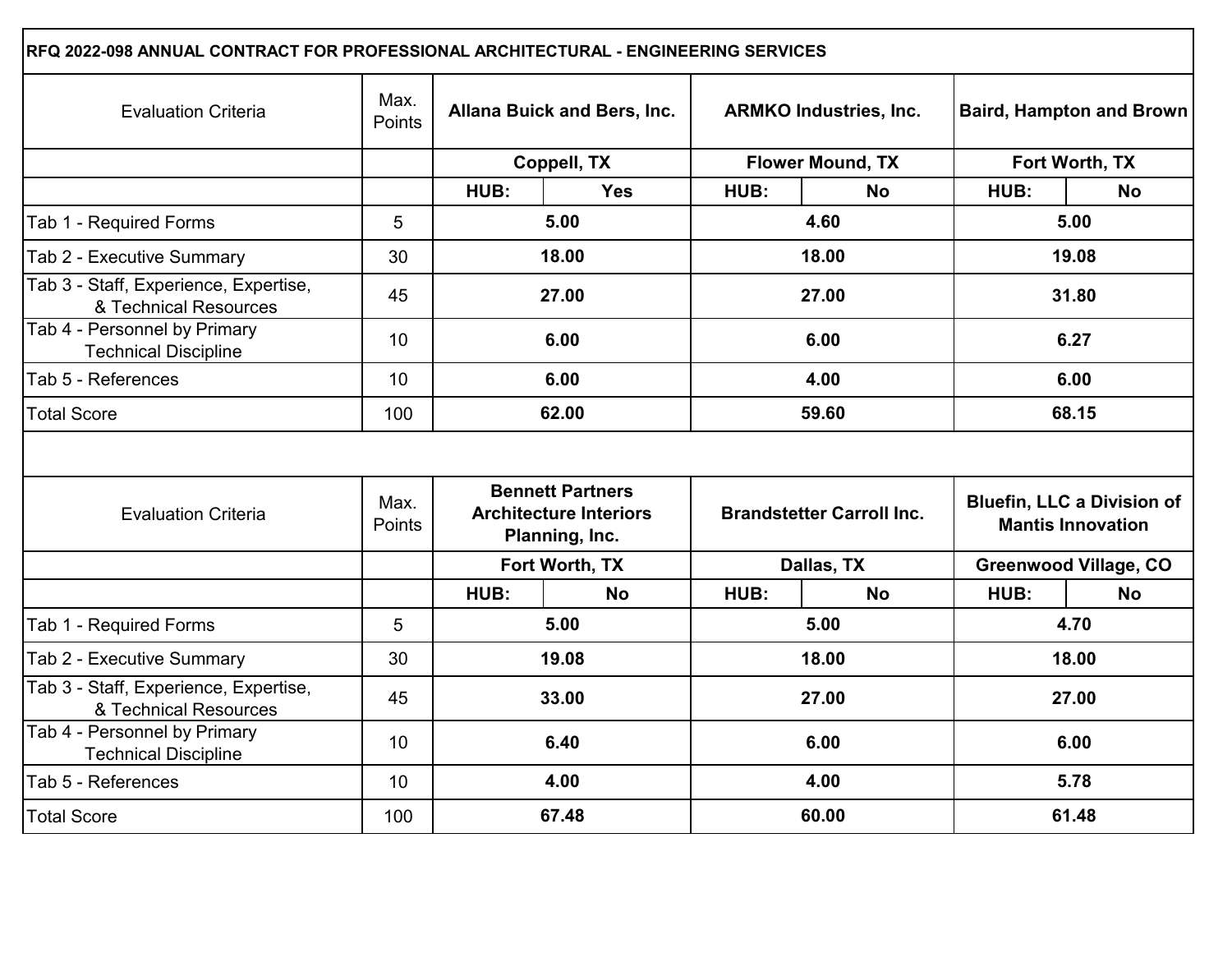**RFQ 2022-098 ANNUAL CONTRACT FOR PROFESSIONAL ARCHITECTURAL - ENGINEERING SERVICES**

| Evaluation Criteria | Max. Points | Allana Buick and Bers, Inc. | | ARMKO Industries, Inc. | | Baird, Hampton and Brown | |
|---|---|---|---|---|---|---|---|
| | | Coppell, TX | | Flower Mound, TX | | Fort Worth, TX | |
| | | HUB: | Yes | HUB: | No | HUB: | No |
| Tab 1 - Required Forms | 5 | 5.00 | | 4.60 | | 5.00 | |
| Tab 2 - Executive Summary | 30 | 18.00 | | 18.00 | | 19.08 | |
| Tab 3 - Staff, Experience, Expertise, & Technical Resources | 45 | 27.00 | | 27.00 | | 31.80 | |
| Tab 4 - Personnel by Primary Technical Discipline | 10 | 6.00 | | 6.00 | | 6.27 | |
| Tab 5 - References | 10 | 6.00 | | 4.00 | | 6.00 | |
| Total Score | 100 | 62.00 | | 59.60 | | 68.15 | |

| Evaluation Criteria | Max. Points | Bennett Partners Architecture Interiors Planning, Inc. | | Brandstetter Carroll Inc. | | Bluefin, LLC a Division of Mantis Innovation | |
|---|---|---|---|---|---|---|---|
| | | Fort Worth, TX | | Dallas, TX | | Greenwood Village, CO | |
| | | HUB: | No | HUB: | No | HUB: | No |
| Tab 1 - Required Forms | 5 | 5.00 | | 5.00 | | 4.70 | |
| Tab 2 - Executive Summary | 30 | 19.08 | | 18.00 | | 18.00 | |
| Tab 3 - Staff, Experience, Expertise, & Technical Resources | 45 | 33.00 | | 27.00 | | 27.00 | |
| Tab 4 - Personnel by Primary Technical Discipline | 10 | 6.40 | | 6.00 | | 6.00 | |
| Tab 5 - References | 10 | 4.00 | | 4.00 | | 5.78 | |
| Total Score | 100 | 67.48 | | 60.00 | | 61.48 | |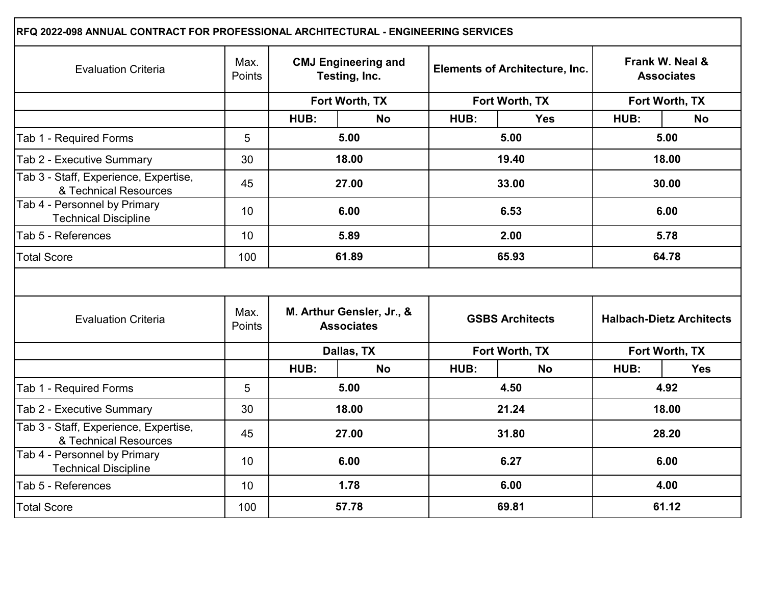**RFQ 2022-098 ANNUAL CONTRACT FOR PROFESSIONAL ARCHITECTURAL - ENGINEERING SERVICES**

| Evaluation Criteria | Max. Points | CMJ Engineering and Testing, Inc. | | Elements of Architecture, Inc. | | Frank W. Neal & Associates | |
|---|---|---|---|---|---|---|---|
| | | Fort Worth, TX | | Fort Worth, TX | | Fort Worth, TX | |
| | | HUB: | No | HUB: | Yes | HUB: | No |
| Tab 1 - Required Forms | 5 | 5.00 | | 5.00 | | 5.00 | |
| Tab 2 - Executive Summary | 30 | 18.00 | | 19.40 | | 18.00 | |
| Tab 3 - Staff, Experience, Expertise, & Technical Resources | 45 | 27.00 | | 33.00 | | 30.00 | |
| Tab 4 - Personnel by Primary Technical Discipline | 10 | 6.00 | | 6.53 | | 6.00 | |
| Tab 5 - References | 10 | 5.89 | | 2.00 | | 5.78 | |
| Total Score | 100 | 61.89 | | 65.93 | | 64.78 | |

| Evaluation Criteria | Max. Points | M. Arthur Gensler, Jr., & Associates | | GSBS Architects | | Halbach-Dietz Architects | |
|---|---|---|---|---|---|---|---|
| | | Dallas, TX | | Fort Worth, TX | | Fort Worth, TX | |
| | | HUB: | No | HUB: | No | HUB: | Yes |
| Tab 1 - Required Forms | 5 | 5.00 | | 4.50 | | 4.92 | |
| Tab 2 - Executive Summary | 30 | 18.00 | | 21.24 | | 18.00 | |
| Tab 3 - Staff, Experience, Expertise, & Technical Resources | 45 | 27.00 | | 31.80 | | 28.20 | |
| Tab 4 - Personnel by Primary Technical Discipline | 10 | 6.00 | | 6.27 | | 6.00 | |
| Tab 5 - References | 10 | 1.78 | | 6.00 | | 4.00 | |
| Total Score | 100 | 57.78 | | 69.81 | | 61.12 | |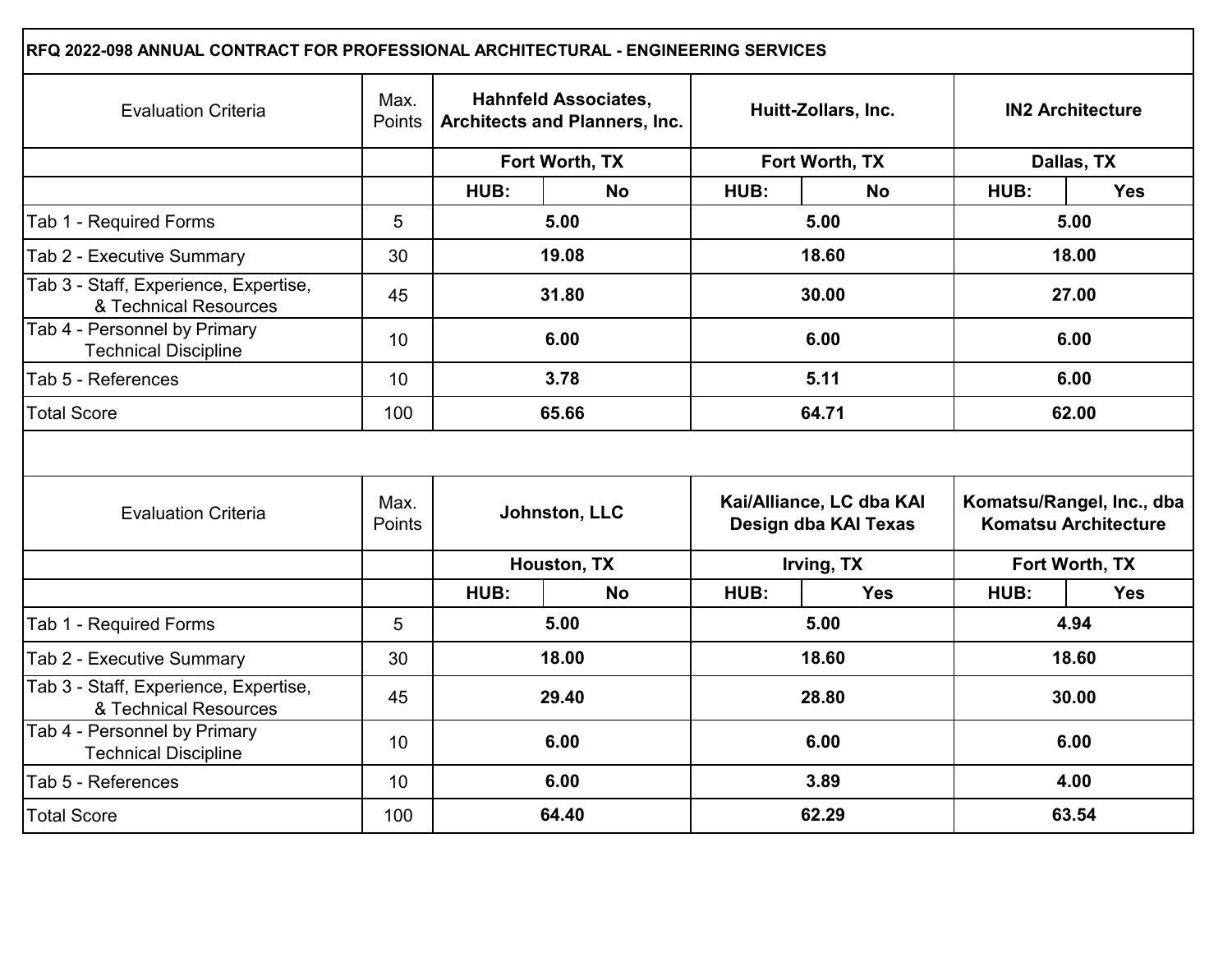**RFQ 2022-098 ANNUAL CONTRACT FOR PROFESSIONAL ARCHITECTURAL - ENGINEERING SERVICES**

| Evaluation Criteria | Max. Points | Hahnfeld Associates, Architects and Planners, Inc. | | Huitt-Zollars, Inc. | | IN2 Architecture | |
|---|---|---|---|---|---|---|---|
| | | Fort Worth, TX | | Fort Worth, TX | | Dallas, TX | |
| | | HUB: | No | HUB: | No | HUB: | Yes |
| Tab 1 - Required Forms | 5 | 5.00 | | 5.00 | | 5.00 | |
| Tab 2 - Executive Summary | 30 | 19.08 | | 18.60 | | 18.00 | |
| Tab 3 - Staff, Experience, Expertise, & Technical Resources | 45 | 31.80 | | 30.00 | | 27.00 | |
| Tab 4 - Personnel by Primary Technical Discipline | 10 | 6.00 | | 6.00 | | 6.00 | |
| Tab 5 - References | 10 | 3.78 | | 5.11 | | 6.00 | |
| Total Score | 100 | 65.66 | | 64.71 | | 62.00 | |

| Evaluation Criteria | Max. Points | Johnston, LLC | | Kai/Alliance, LC dba KAI Design dba KAI Texas | | Komatsu/Rangel, Inc., dba Komatsu Architecture | |
|---|---|---|---|---|---|---|---|
| | | Houston, TX | | Irving, TX | | Fort Worth, TX | |
| | | HUB: | No | HUB: | Yes | HUB: | Yes |
| Tab 1 - Required Forms | 5 | 5.00 | | 5.00 | | 4.94 | |
| Tab 2 - Executive Summary | 30 | 18.00 | | 18.60 | | 18.60 | |
| Tab 3 - Staff, Experience, Expertise, & Technical Resources | 45 | 29.40 | | 28.80 | | 30.00 | |
| Tab 4 - Personnel by Primary Technical Discipline | 10 | 6.00 | | 6.00 | | 6.00 | |
| Tab 5 - References | 10 | 6.00 | | 3.89 | | 4.00 | |
| Total Score | 100 | 64.40 | | 62.29 | | 63.54 | |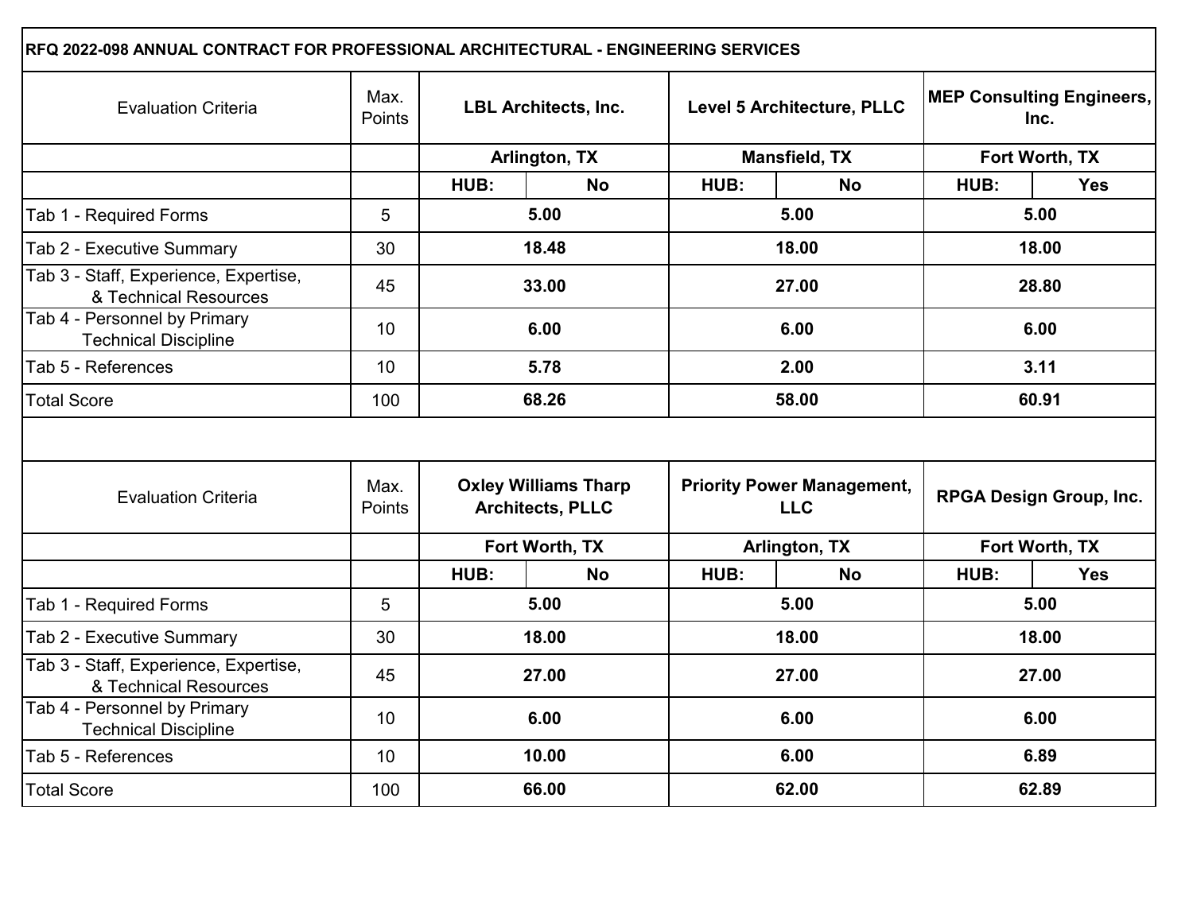**RFQ 2022-098 ANNUAL CONTRACT FOR PROFESSIONAL ARCHITECTURAL - ENGINEERING SERVICES**

| Evaluation Criteria | Max. Points | **LBL Architects, Inc.** | | **Level 5 Architecture, PLLC** | | **MEP Consulting Engineers, Inc.** | |
|---|---|---|---|---|---|---|---|
| | | **Arlington, TX** | | **Mansfield, TX** | | **Fort Worth, TX** | |
| | | **HUB:** | **No** | **HUB:** | **No** | **HUB:** | **Yes** |
| Tab 1 - Required Forms | 5 | **5.00** | | **5.00** | | **5.00** | |
| Tab 2 - Executive Summary | 30 | **18.48** | | **18.00** | | **18.00** | |
| Tab 3 - Staff, Experience, Expertise, & Technical Resources | 45 | **33.00** | | **27.00** | | **28.80** | |
| Tab 4 - Personnel by Primary Technical Discipline | 10 | **6.00** | | **6.00** | | **6.00** | |
| Tab 5 - References | 10 | **5.78** | | **2.00** | | **3.11** | |
| Total Score | 100 | **68.26** | | **58.00** | | **60.91** | |

| Evaluation Criteria | Max. Points | **Oxley Williams Tharp Architects, PLLC** | | **Priority Power Management, LLC** | | **RPGA Design Group, Inc.** | |
|---|---|---|---|---|---|---|---|
| | | **Fort Worth, TX** | | **Arlington, TX** | | **Fort Worth, TX** | |
| | | **HUB:** | **No** | **HUB:** | **No** | **HUB:** | **Yes** |
| Tab 1 - Required Forms | 5 | **5.00** | | **5.00** | | **5.00** | |
| Tab 2 - Executive Summary | 30 | **18.00** | | **18.00** | | **18.00** | |
| Tab 3 - Staff, Experience, Expertise, & Technical Resources | 45 | **27.00** | | **27.00** | | **27.00** | |
| Tab 4 - Personnel by Primary Technical Discipline | 10 | **6.00** | | **6.00** | | **6.00** | |
| Tab 5 - References | 10 | **10.00** | | **6.00** | | **6.89** | |
| Total Score | 100 | **66.00** | | **62.00** | | **62.89** | |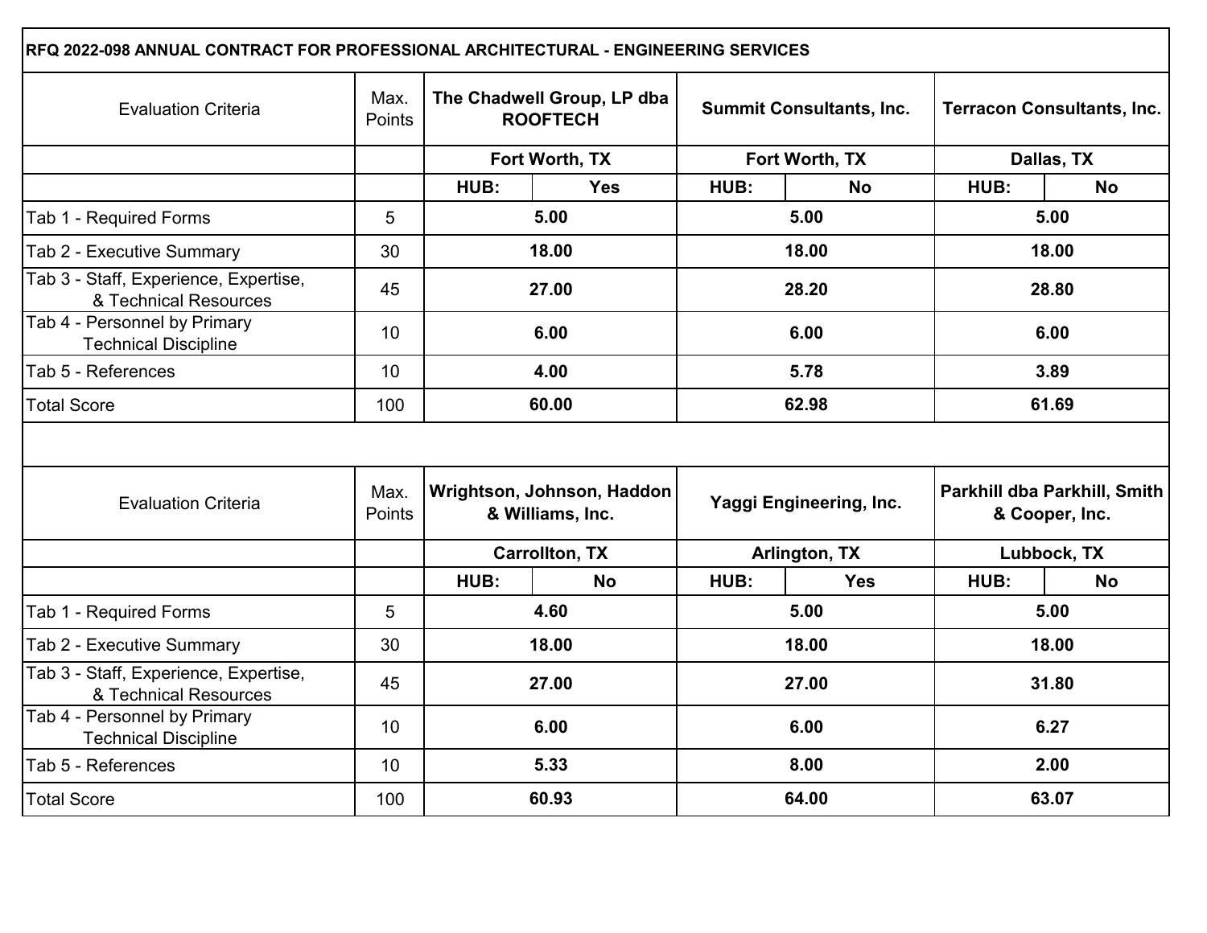**RFQ 2022-098 ANNUAL CONTRACT FOR PROFESSIONAL ARCHITECTURAL - ENGINEERING SERVICES**

| Evaluation Criteria | Max. Points | The Chadwell Group, LP dba ROOFTECH | | Summit Consultants, Inc. | | Terracon Consultants, Inc. | |
|---|---|---|---|---|---|---|---|
| | | Fort Worth, TX | | Fort Worth, TX | | Dallas, TX | |
| | | HUB: | Yes | HUB: | No | HUB: | No |
| Tab 1 - Required Forms | 5 | 5.00 | | 5.00 | | 5.00 | |
| Tab 2 - Executive Summary | 30 | 18.00 | | 18.00 | | 18.00 | |
| Tab 3 - Staff, Experience, Expertise, & Technical Resources | 45 | 27.00 | | 28.20 | | 28.80 | |
| Tab 4 - Personnel by Primary Technical Discipline | 10 | 6.00 | | 6.00 | | 6.00 | |
| Tab 5 - References | 10 | 4.00 | | 5.78 | | 3.89 | |
| Total Score | 100 | 60.00 | | 62.98 | | 61.69 | |

| Evaluation Criteria | Max. Points | Wrightson, Johnson, Haddon & Williams, Inc. | | Yaggi Engineering, Inc. | | Parkhill dba Parkhill, Smith & Cooper, Inc. | |
|---|---|---|---|---|---|---|---|
| | | Carrollton, TX | | Arlington, TX | | Lubbock, TX | |
| | | HUB: | No | HUB: | Yes | HUB: | No |
| Tab 1 - Required Forms | 5 | 4.60 | | 5.00 | | 5.00 | |
| Tab 2 - Executive Summary | 30 | 18.00 | | 18.00 | | 18.00 | |
| Tab 3 - Staff, Experience, Expertise, & Technical Resources | 45 | 27.00 | | 27.00 | | 31.80 | |
| Tab 4 - Personnel by Primary Technical Discipline | 10 | 6.00 | | 6.00 | | 6.27 | |
| Tab 5 - References | 10 | 5.33 | | 8.00 | | 2.00 | |
| Total Score | 100 | 60.93 | | 64.00 | | 63.07 | |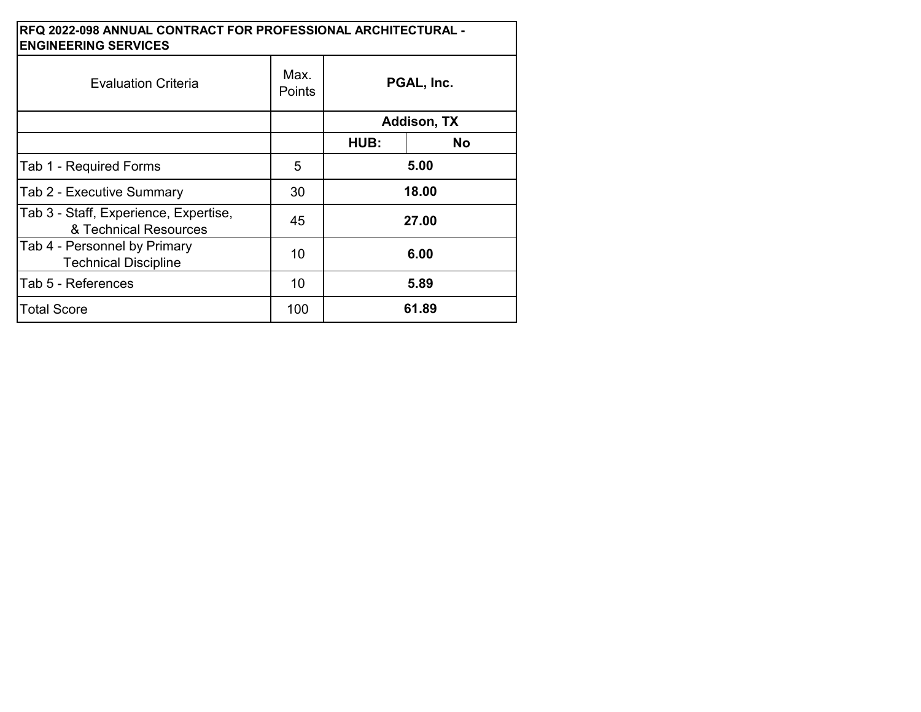| RFQ 2022-098 ANNUAL CONTRACT FOR PROFESSIONAL ARCHITECTURAL - ENGINEERING SERVICES | | | |
|---|---|---|---|
| Evaluation Criteria | Max. Points | **PGAL, Inc.** | |
| | | **Addison, TX** | |
| | | **HUB:** | **No** |
| Tab 1 - Required Forms | 5 | **5.00** | |
| Tab 2 - Executive Summary | 30 | **18.00** | |
| Tab 3 - Staff, Experience, Expertise, & Technical Resources | 45 | **27.00** | |
| Tab 4 - Personnel by Primary Technical Discipline | 10 | **6.00** | |
| Tab 5 - References | 10 | **5.89** | |
| Total Score | 100 | **61.89** | |